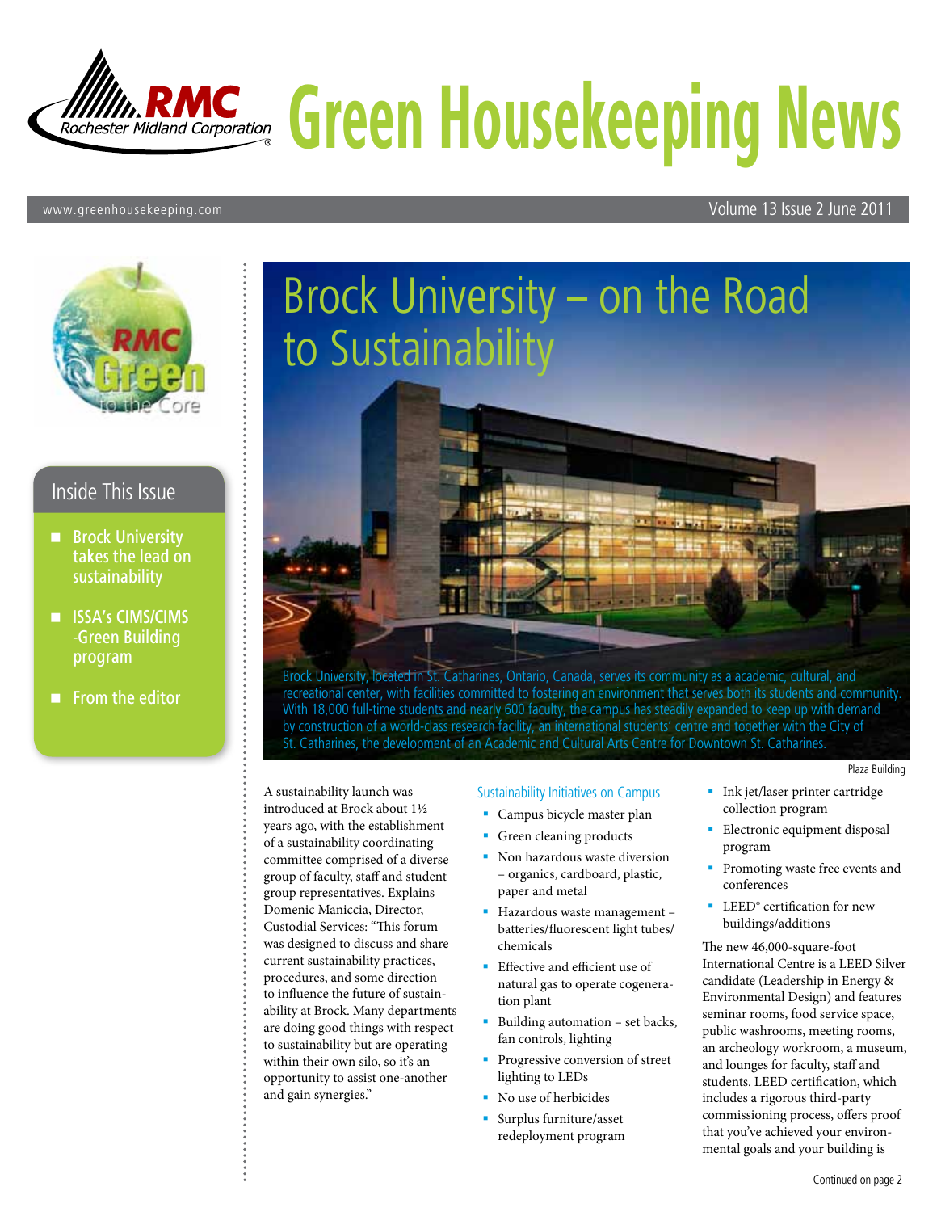# Green Housekeeping News

www.greenhousekeeping.com

Volume 13 Issue 2 June 2011

## Inside This Issue

- Brock University takes the lead on sustainability
- ISSA's CIMS/CIMS-Green Building program
- From the editor

# Brock University – on the Road to Sustainability

Brock University, located in St. Catharines, Ontario, Canada, serves its community as a academic, cultural, and recreational center, with facilities committed to fostering an environment that serves both its students and community. With 18,000 full-time students and nearly 600 faculty, the campus has steadily expanded to keep up with demand by construction of a world-class research facility, an international students' centre and together with the City of St. Catharines, the development of an Academic and Cultural Arts Centre for Downtown St. Catharines.

Plaza Building

A sustainability launch was introduced at Brock about 1½ years ago, with the establishment of a sustainability coordinating committee comprised of a diverse group of faculty, staff and student group representatives. Explains Domenic Maniccia, Director, Custodial Services: "This forum was designed to discuss and share current sustainability practices, procedures, and some direction to influence the future of sustainability at Brock. Many departments are doing good things with respect to sustainability but are operating within their own silo, so it's an opportunity to assist one-another and gain synergies."

### Sustainability Initiatives on Campus

- Campus bicycle master plan
- Green cleaning products
- Non hazardous waste diversion – organics, cardboard, plastic, paper and metal
- Hazardous waste management – batteries/fluorescent light tubes/chemicals
- Effective and efficient use of natural gas to operate cogeneration plant
- Building automation – set backs, fan controls, lighting
- Progressive conversion of street lighting to LEDs
- No use of herbicides
- Surplus furniture/asset redeployment program
- Ink jet/laser printer cartridge collection program
- Electronic equipment disposal program
- Promoting waste free events and conferences
- LEED® certification for new buildings/additions

The new 46,000-square-foot International Centre is a LEED Silver candidate (Leadership in Energy & Environmental Design) and features seminar rooms, food service space, public washrooms, meeting rooms, an archeology workroom, a museum, and lounges for faculty, staff and students. LEED certification, which includes a rigorous third-party commissioning process, offers proof that you've achieved your environmental goals and your building is

Continued on page 2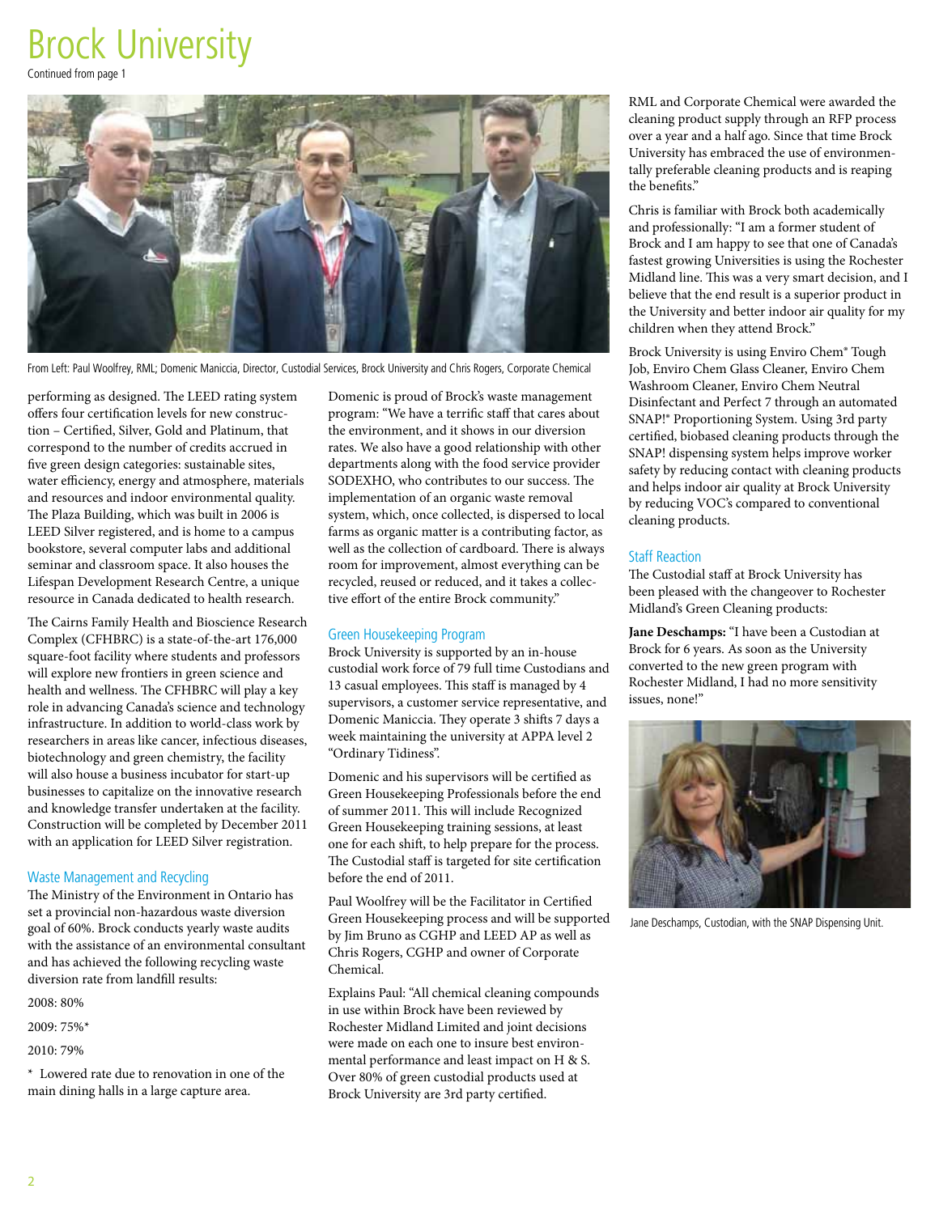# Brock University

Continued from page 1

From Left: Paul Woolfrey, RML; Domenic Maniccia, Director, Custodial Services, Brock University and Chris Rogers, Corporate Chemical

performing as designed. The LEED rating system offers four certification levels for new construction – Certified, Silver, Gold and Platinum, that correspond to the number of credits accrued in five green design categories: sustainable sites, water efficiency, energy and atmosphere, materials and resources and indoor environmental quality. The Plaza Building, which was built in 2006 is LEED Silver registered, and is home to a campus bookstore, several computer labs and additional seminar and classroom space. It also houses the Lifespan Development Research Centre, a unique resource in Canada dedicated to health research.

The Cairns Family Health and Bioscience Research Complex (CFHBRC) is a state-of-the-art 176,000 square-foot facility where students and professors will explore new frontiers in green science and health and wellness. The CFHBRC will play a key role in advancing Canada's science and technology infrastructure. In addition to world-class work by researchers in areas like cancer, infectious diseases, biotechnology and green chemistry, the facility will also house a business incubator for start-up businesses to capitalize on the innovative research and knowledge transfer undertaken at the facility. Construction will be completed by December 2011 with an application for LEED Silver registration.

## Waste Management and Recycling

The Ministry of the Environment in Ontario has set a provincial non-hazardous waste diversion goal of 60%. Brock conducts yearly waste audits with the assistance of an environmental consultant and has achieved the following recycling waste diversion rate from landfill results:

2008: 80%

2009: 75%*

2010: 79%

* Lowered rate due to renovation in one of the main dining halls in a large capture area.

Domenic is proud of Brock's waste management program: "We have a terrific staff that cares about the environment, and it shows in our diversion rates. We also have a good relationship with other departments along with the food service provider SODEXHO, who contributes to our success. The implementation of an organic waste removal system, which, once collected, is dispersed to local farms as organic matter is a contributing factor, as well as the collection of cardboard. There is always room for improvement, almost everything can be recycled, reused or reduced, and it takes a collective effort of the entire Brock community."

## Green Housekeeping Program

Brock University is supported by an in-house custodial work force of 79 full time Custodians and 13 casual employees. This staff is managed by 4 supervisors, a customer service representative, and Domenic Maniccia. They operate 3 shifts 7 days a week maintaining the university at APPA level 2 "Ordinary Tidiness".

Domenic and his supervisors will be certified as Green Housekeeping Professionals before the end of summer 2011. This will include Recognized Green Housekeeping training sessions, at least one for each shift, to help prepare for the process. The Custodial staff is targeted for site certification before the end of 2011.

Paul Woolfrey will be the Facilitator in Certified Green Housekeeping process and will be supported by Jim Bruno as CGHP and LEED AP as well as Chris Rogers, CGHP and owner of Corporate Chemical.

Explains Paul: "All chemical cleaning compounds in use within Brock have been reviewed by Rochester Midland Limited and joint decisions were made on each one to insure best environmental performance and least impact on H & S. Over 80% of green custodial products used at Brock University are 3rd party certified.

RML and Corporate Chemical were awarded the cleaning product supply through an RFP process over a year and a half ago. Since that time Brock University has embraced the use of environmentally preferable cleaning products and is reaping the benefits."

Chris is familiar with Brock both academically and professionally: "I am a former student of Brock and I am happy to see that one of Canada's fastest growing Universities is using the Rochester Midland line. This was a very smart decision, and I believe that the end result is a superior product in the University and better indoor air quality for my children when they attend Brock."

Brock University is using Enviro Chem® Tough Job, Enviro Chem Glass Cleaner, Enviro Chem Washroom Cleaner, Enviro Chem Neutral Disinfectant and Perfect 7 through an automated SNAP!® Proportioning System. Using 3rd party certified, biobased cleaning products through the SNAP! dispensing system helps improve worker safety by reducing contact with cleaning products and helps indoor air quality at Brock University by reducing VOC's compared to conventional cleaning products.

## Staff Reaction

The Custodial staff at Brock University has been pleased with the changeover to Rochester Midland's Green Cleaning products:

**Jane Deschamps:** "I have been a Custodian at Brock for 6 years. As soon as the University converted to the new green program with Rochester Midland, I had no more sensitivity issues, none!"

Jane Deschamps, Custodian, with the SNAP Dispensing Unit.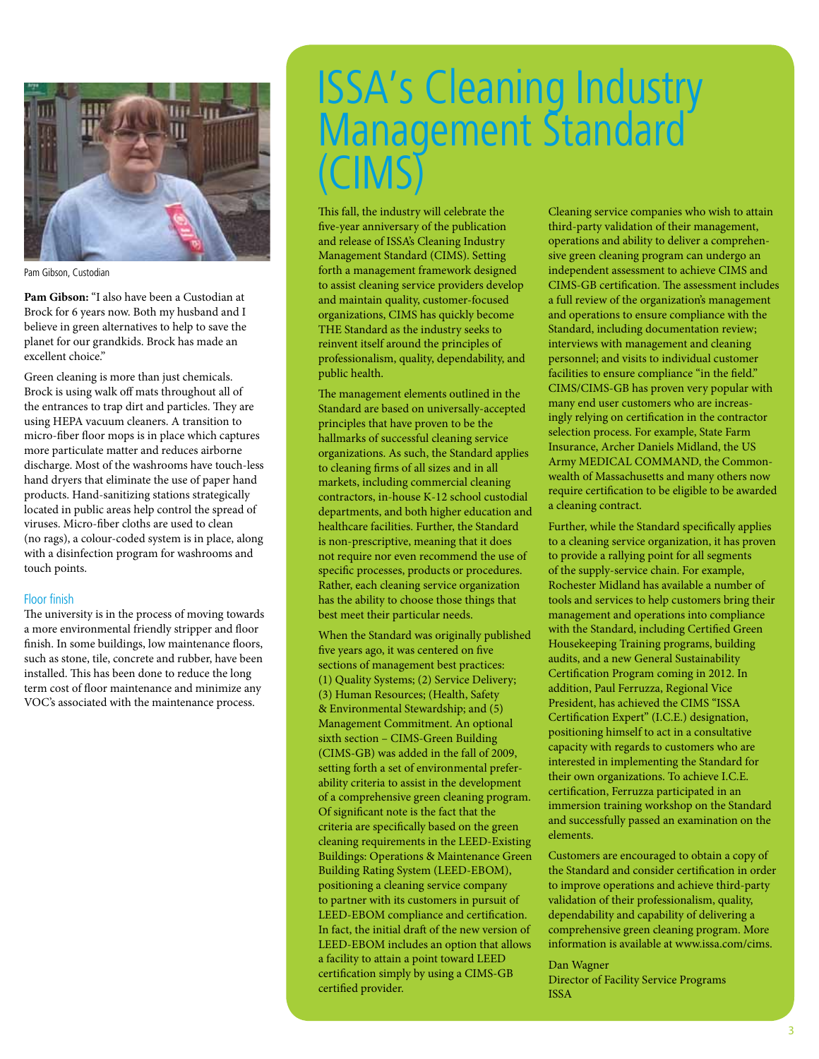Pam Gibson, Custodian

**Pam Gibson:** "I also have been a Custodian at Brock for 6 years now. Both my husband and I believe in green alternatives to help to save the planet for our grandkids. Brock has made an excellent choice."

Green cleaning is more than just chemicals. Brock is using walk off mats throughout all of the entrances to trap dirt and particles. They are using HEPA vacuum cleaners. A transition to micro-fiber floor mops is in place which captures more particulate matter and reduces airborne discharge. Most of the washrooms have touch-less hand dryers that eliminate the use of paper hand products. Hand-sanitizing stations strategically located in public areas help control the spread of viruses. Micro-fiber cloths are used to clean (no rags), a colour-coded system is in place, along with a disinfection program for washrooms and touch points.

### Floor finish

The university is in the process of moving towards a more environmental friendly stripper and floor finish. In some buildings, low maintenance floors, such as stone, tile, concrete and rubber, have been installed. This has been done to reduce the long term cost of floor maintenance and minimize any VOC's associated with the maintenance process.

# ISSA's Cleaning Industry Management Standard (CIMS)

This fall, the industry will celebrate the five-year anniversary of the publication and release of ISSA's Cleaning Industry Management Standard (CIMS). Setting forth a management framework designed to assist cleaning service providers develop and maintain quality, customer-focused organizations, CIMS has quickly become THE Standard as the industry seeks to reinvent itself around the principles of professionalism, quality, dependability, and public health.

The management elements outlined in the Standard are based on universally-accepted principles that have proven to be the hallmarks of successful cleaning service organizations. As such, the Standard applies to cleaning firms of all sizes and in all markets, including commercial cleaning contractors, in-house K-12 school custodial departments, and both higher education and healthcare facilities. Further, the Standard is non-prescriptive, meaning that it does not require nor even recommend the use of specific processes, products or procedures. Rather, each cleaning service organization has the ability to choose those things that best meet their particular needs.

When the Standard was originally published five years ago, it was centered on five sections of management best practices: (1) Quality Systems; (2) Service Delivery; (3) Human Resources; (Health, Safety & Environmental Stewardship; and (5) Management Commitment. An optional sixth section – CIMS-Green Building (CIMS-GB) was added in the fall of 2009, setting forth a set of environmental preferability criteria to assist in the development of a comprehensive green cleaning program. Of significant note is the fact that the criteria are specifically based on the green cleaning requirements in the LEED-Existing Buildings: Operations & Maintenance Green Building Rating System (LEED-EBOM), positioning a cleaning service company to partner with its customers in pursuit of LEED-EBOM compliance and certification. In fact, the initial draft of the new version of LEED-EBOM includes an option that allows a facility to attain a point toward LEED certification simply by using a CIMS-GB certified provider.

Cleaning service companies who wish to attain third-party validation of their management, operations and ability to deliver a comprehensive green cleaning program can undergo an independent assessment to achieve CIMS and CIMS-GB certification. The assessment includes a full review of the organization's management and operations to ensure compliance with the Standard, including documentation review; interviews with management and cleaning personnel; and visits to individual customer facilities to ensure compliance "in the field." CIMS/CIMS-GB has proven very popular with many end user customers who are increasingly relying on certification in the contractor selection process. For example, State Farm Insurance, Archer Daniels Midland, the US Army MEDICAL COMMAND, the Commonwealth of Massachusetts and many others now require certification to be eligible to be awarded a cleaning contract.

Further, while the Standard specifically applies to a cleaning service organization, it has proven to provide a rallying point for all segments of the supply-service chain. For example, Rochester Midland has available a number of tools and services to help customers bring their management and operations into compliance with the Standard, including Certified Green Housekeeping Training programs, building audits, and a new General Sustainability Certification Program coming in 2012. In addition, Paul Ferruzza, Regional Vice President, has achieved the CIMS "ISSA Certification Expert" (I.C.E.) designation, positioning himself to act in a consultative capacity with regards to customers who are interested in implementing the Standard for their own organizations. To achieve I.C.E. certification, Ferruzza participated in an immersion training workshop on the Standard and successfully passed an examination on the elements.

Customers are encouraged to obtain a copy of the Standard and consider certification in order to improve operations and achieve third-party validation of their professionalism, quality, dependability and capability of delivering a comprehensive green cleaning program. More information is available at www.issa.com/cims.

Dan Wagner
Director of Facility Service Programs
ISSA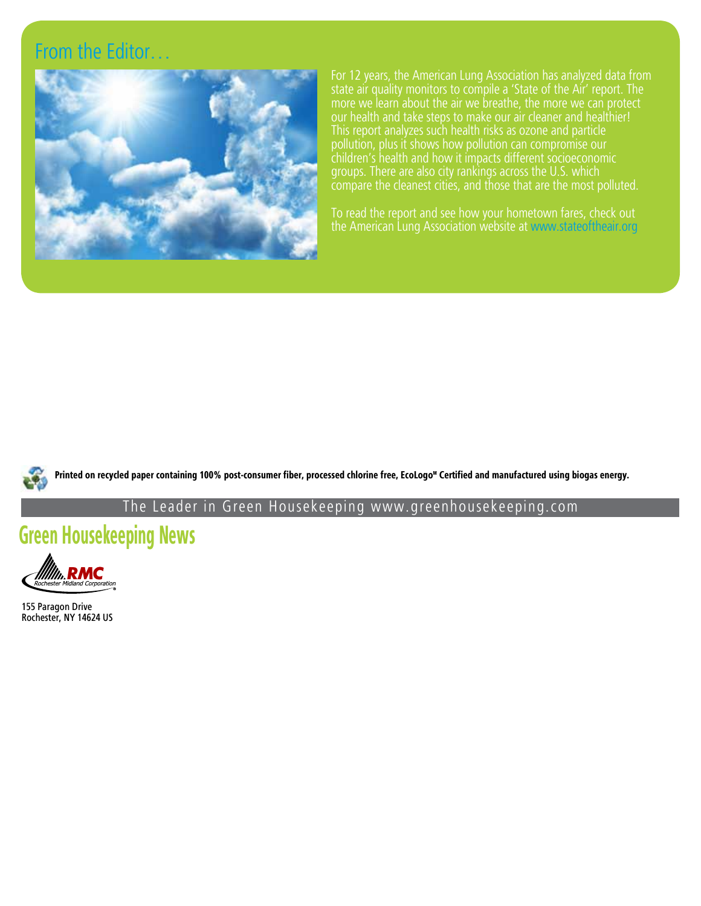## From the Editor…

For 12 years, the American Lung Association has analyzed data from state air quality monitors to compile a 'State of the Air' report. The more we learn about the air we breathe, the more we can protect our health and take steps to make our air cleaner and healthier! This report analyzes such health risks as ozone and particle pollution, plus it shows how pollution can compromise our children's health and how it impacts different socioeconomic groups. There are also city rankings across the U.S. which compare the cleanest cities, and those that are the most polluted.

To read the report and see how your hometown fares, check out the American Lung Association website at www.stateoftheair.org

**Printed on recycled paper containing 100% post-consumer fiber, processed chlorine free, EcoLogo[M] Certified and manufactured using biogas energy.**

The Leader in Green Housekeeping www.greenhousekeeping.com

# Green Housekeeping News

RMC Rochester Midland Corporation

155 Paragon Drive
Rochester, NY 14624 US